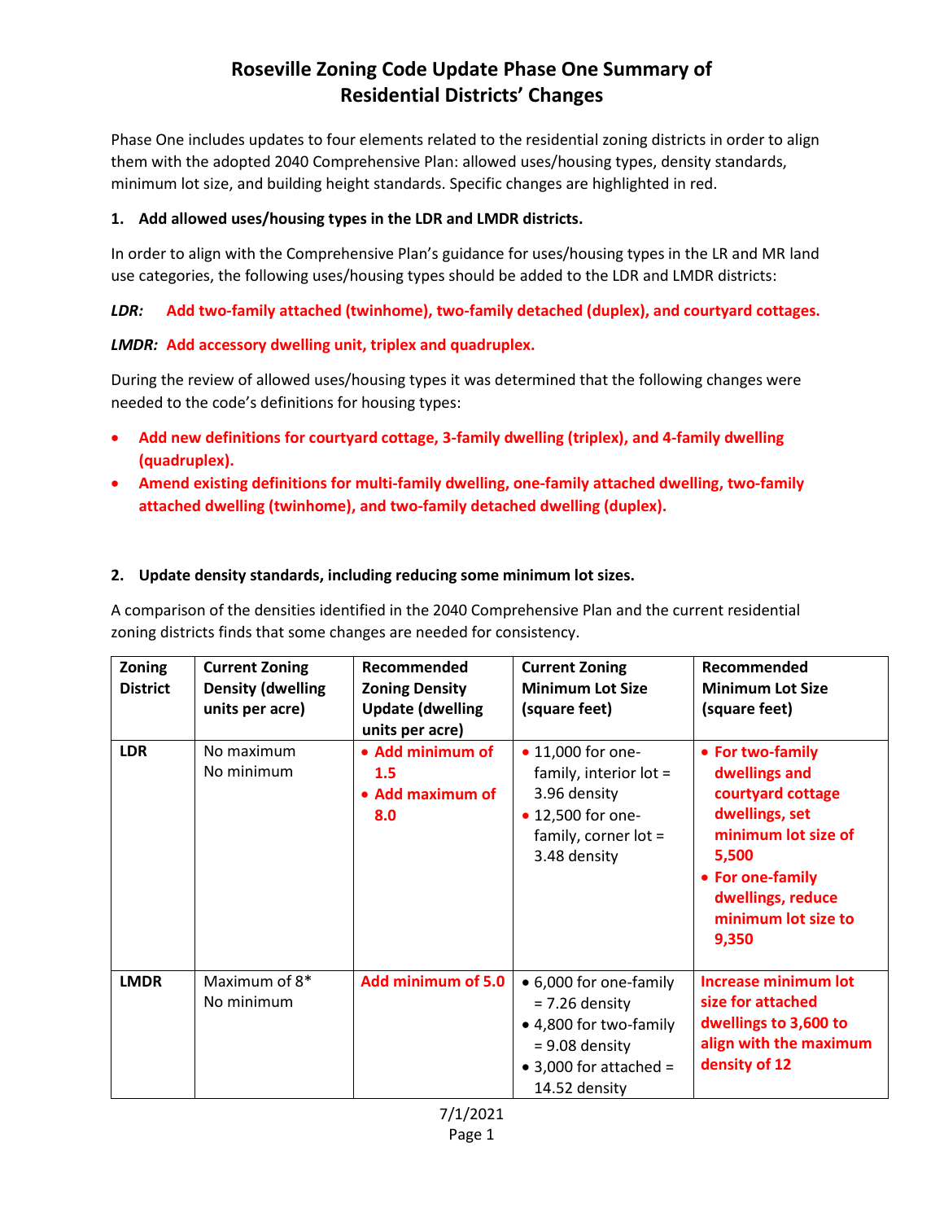# Roseville Zoning Code Update Phase One Summary of Residential Districts' Changes

Phase One includes updates to four elements related to the residential zoning districts in order to align them with the adopted 2040 Comprehensive Plan: allowed uses/housing types, density standards, minimum lot size, and building height standards. Specific changes are highlighted in red.

**1. Add allowed uses/housing types in the LDR and LMDR districts.**

In order to align with the Comprehensive Plan's guidance for uses/housing types in the LR and MR land use categories, the following uses/housing types should be added to the LDR and LMDR districts:

***LDR:*** **Add two-family attached (twinhome), two-family detached (duplex), and courtyard cottages.**

***LMDR:*** **Add accessory dwelling unit, triplex and quadruplex.**

During the review of allowed uses/housing types it was determined that the following changes were needed to the code's definitions for housing types:

- **Add new definitions for courtyard cottage, 3-family dwelling (triplex), and 4-family dwelling (quadruplex).**
- **Amend existing definitions for multi-family dwelling, one-family attached dwelling, two-family attached dwelling (twinhome), and two-family detached dwelling (duplex).**

**2. Update density standards, including reducing some minimum lot sizes.**

A comparison of the densities identified in the 2040 Comprehensive Plan and the current residential zoning districts finds that some changes are needed for consistency.

| Zoning District | Current Zoning Density (dwelling units per acre) | Recommended Zoning Density Update (dwelling units per acre) | Current Zoning Minimum Lot Size (square feet) | Recommended Minimum Lot Size (square feet) |
|---|---|---|---|---|
| **LDR** | No maximum<br>No minimum | • **Add minimum of 1.5**<br>• **Add maximum of 8.0** | • 11,000 for one-family, interior lot = 3.96 density<br>• 12,500 for one-family, corner lot = 3.48 density | • **For two-family dwellings and courtyard cottage dwellings, set minimum lot size of 5,500**<br>• **For one-family dwellings, reduce minimum lot size to 9,350** |
| **LMDR** | Maximum of 8*<br>No minimum | **Add minimum of 5.0** | • 6,000 for one-family = 7.26 density<br>• 4,800 for two-family = 9.08 density<br>• 3,000 for attached = 14.52 density | **Increase minimum lot size for attached dwellings to 3,600 to align with the maximum density of 12** |

7/1/2021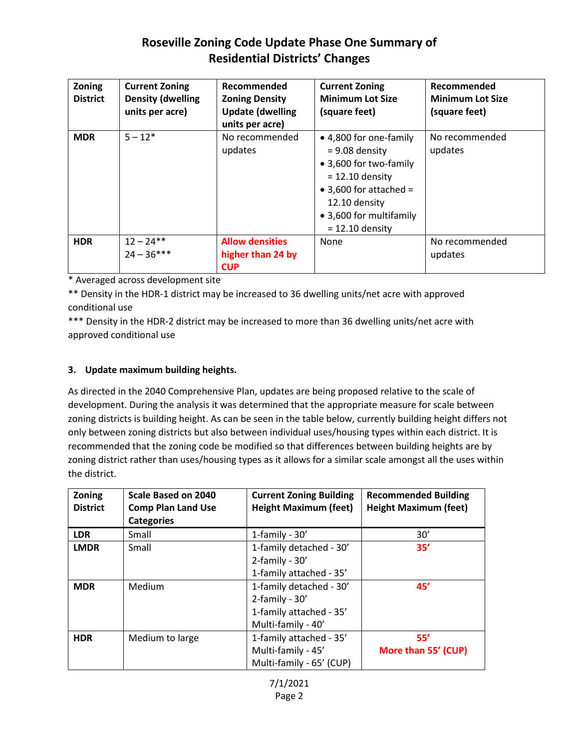# Roseville Zoning Code Update Phase One Summary of Residential Districts' Changes

| Zoning District | Current Zoning Density (dwelling units per acre) | Recommended Zoning Density Update (dwelling units per acre) | Current Zoning Minimum Lot Size (square feet) | Recommended Minimum Lot Size (square feet) |
|---|---|---|---|---|
| **MDR** | 5 – 12* | No recommended updates | • 4,800 for one-family = 9.08 density<br>• 3,600 for two-family = 12.10 density<br>• 3,600 for attached = 12.10 density<br>• 3,600 for multifamily = 12.10 density | No recommended updates |
| **HDR** | 12 – 24**<br>24 – 36*** | **Allow densities higher than 24 by CUP** | None | No recommended updates |

\* Averaged across development site

** Density in the HDR-1 district may be increased to 36 dwelling units/net acre with approved conditional use

*** Density in the HDR-2 district may be increased to more than 36 dwelling units/net acre with approved conditional use

**3. Update maximum building heights.**

As directed in the 2040 Comprehensive Plan, updates are being proposed relative to the scale of development. During the analysis it was determined that the appropriate measure for scale between zoning districts is building height. As can be seen in the table below, currently building height differs not only between zoning districts but also between individual uses/housing types within each district. It is recommended that the zoning code be modified so that differences between building heights are by zoning district rather than uses/housing types as it allows for a similar scale amongst all the uses within the district.

| Zoning District | Scale Based on 2040 Comp Plan Land Use Categories | Current Zoning Building Height Maximum (feet) | Recommended Building Height Maximum (feet) |
|---|---|---|---|
| **LDR** | Small | 1-family - 30' | 30' |
| **LMDR** | Small | 1-family detached - 30'<br>2-family - 30'<br>1-family attached - 35' | **35'** |
| **MDR** | Medium | 1-family detached - 30'<br>2-family - 30'<br>1-family attached - 35'<br>Multi-family - 40' | **45'** |
| **HDR** | Medium to large | 1-family attached - 35'<br>Multi-family - 45'<br>Multi-family - 65' (CUP) | **55'**<br>**More than 55' (CUP)** |

7/1/2021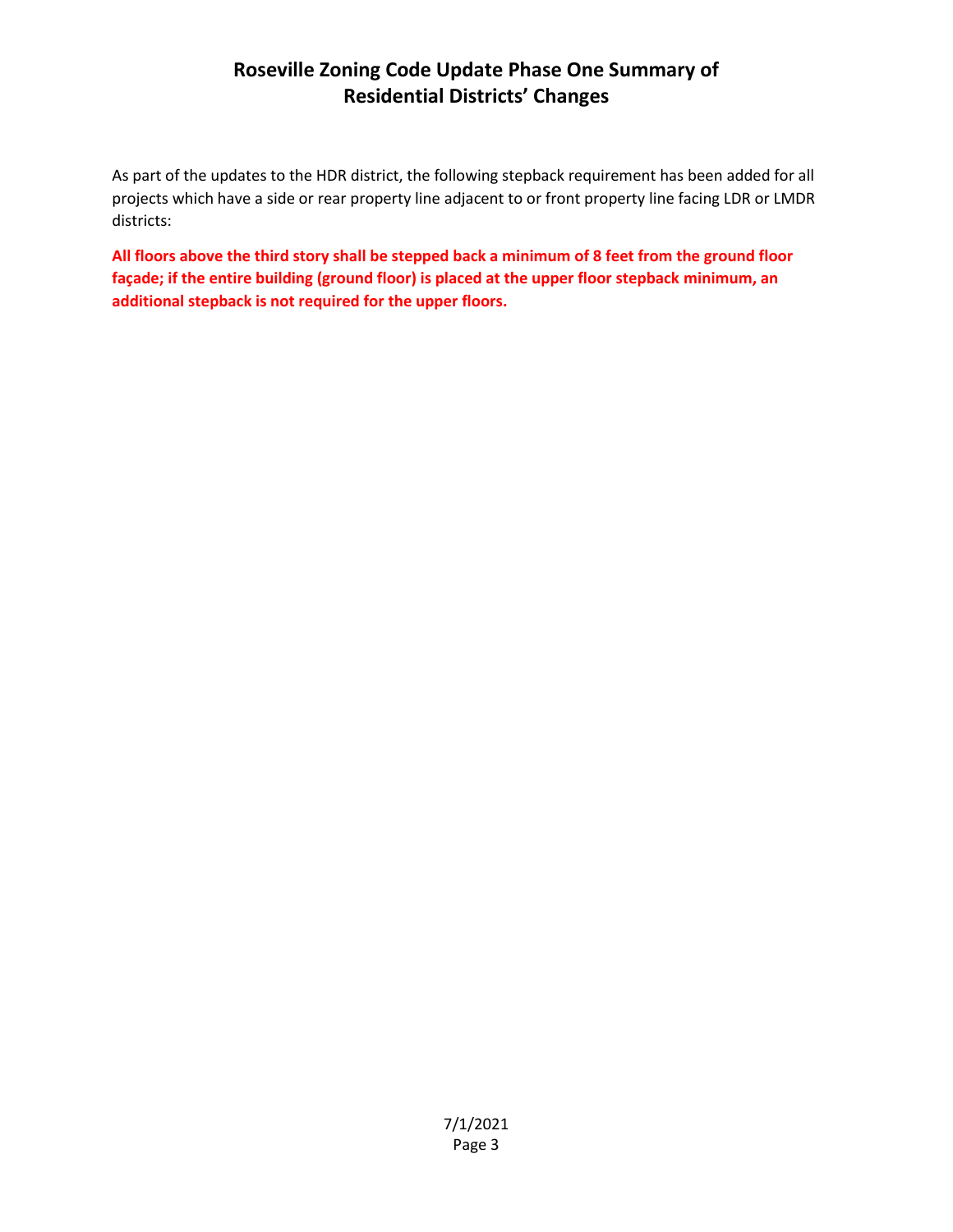# Roseville Zoning Code Update Phase One Summary of Residential Districts' Changes

As part of the updates to the HDR district, the following stepback requirement has been added for all projects which have a side or rear property line adjacent to or front property line facing LDR or LMDR districts:

**All floors above the third story shall be stepped back a minimum of 8 feet from the ground floor façade; if the entire building (ground floor) is placed at the upper floor stepback minimum, an additional stepback is not required for the upper floors.**

7/1/2021